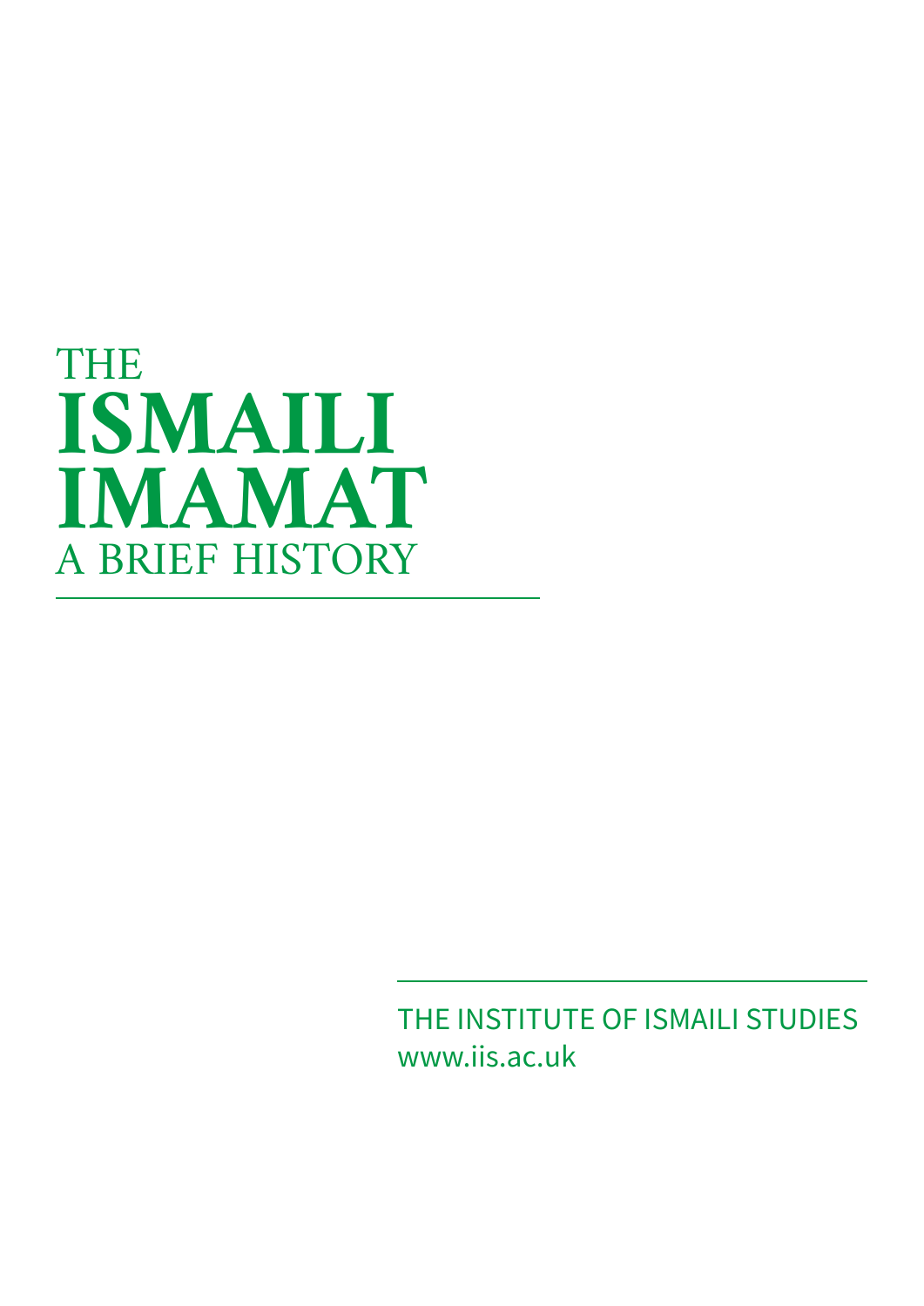# THE ISMAILI IMAMAT

## A BRIEF HISTORY

THE INSTITUTE OF ISMAILI STUDIES
www.iis.ac.uk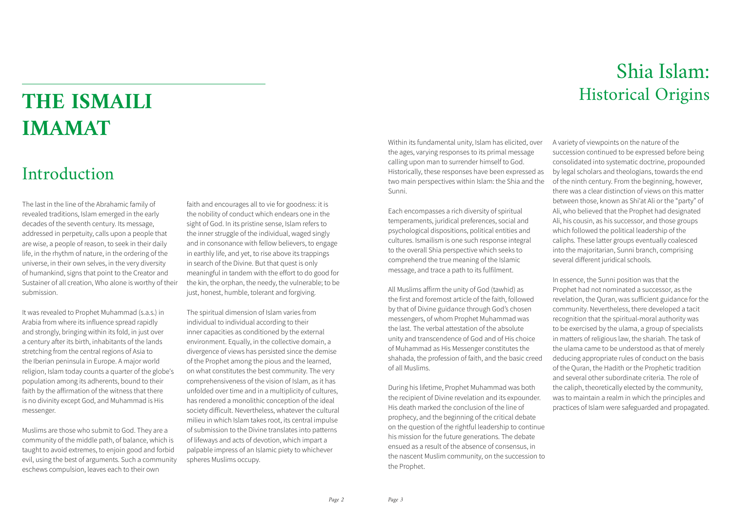# THE ISMAILI IMAMAT

## Introduction

The last in the line of the Abrahamic family of revealed traditions, Islam emerged in the early decades of the seventh century. Its message, addressed in perpetuity, calls upon a people that are wise, a people of reason, to seek in their daily life, in the rhythm of nature, in the ordering of the universe, in their own selves, in the very diversity of humankind, signs that point to the Creator and Sustainer of all creation, Who alone is worthy of their submission.

It was revealed to Prophet Muhammad (s.a.s.) in Arabia from where its influence spread rapidly and strongly, bringing within its fold, in just over a century after its birth, inhabitants of the lands stretching from the central regions of Asia to the Iberian peninsula in Europe. A major world religion, Islam today counts a quarter of the globe's population among its adherents, bound to their faith by the affirmation of the witness that there is no divinity except God, and Muhammad is His messenger.

Muslims are those who submit to God. They are a community of the middle path, of balance, which is taught to avoid extremes, to enjoin good and forbid evil, using the best of arguments. Such a community eschews compulsion, leaves each to their own faith and encourages all to vie for goodness: it is the nobility of conduct which endears one in the sight of God. In its pristine sense, Islam refers to the inner struggle of the individual, waged singly and in consonance with fellow believers, to engage in earthly life, and yet, to rise above its trappings in search of the Divine. But that quest is only meaningful in tandem with the effort to do good for the kin, the orphan, the needy, the vulnerable; to be just, honest, humble, tolerant and forgiving.

The spiritual dimension of Islam varies from individual to individual according to their inner capacities as conditioned by the external environment. Equally, in the collective domain, a divergence of views has persisted since the demise of the Prophet among the pious and the learned, on what constitutes the best community. The very comprehensiveness of the vision of Islam, as it has unfolded over time and in a multiplicity of cultures, has rendered a monolithic conception of the ideal society difficult. Nevertheless, whatever the cultural milieu in which Islam takes root, its central impulse of submission to the Divine translates into patterns of lifeways and acts of devotion, which impart a palpable impress of an Islamic piety to whichever spheres Muslims occupy.

## Shia Islam: Historical Origins

Within its fundamental unity, Islam has elicited, over the ages, varying responses to its primal message calling upon man to surrender himself to God. Historically, these responses have been expressed as two main perspectives within Islam: the Shia and the Sunni.

Each encompasses a rich diversity of spiritual temperaments, juridical preferences, social and psychological dispositions, political entities and cultures. Ismailism is one such response integral to the overall Shia perspective which seeks to comprehend the true meaning of the Islamic message, and trace a path to its fulfilment.

All Muslims affirm the unity of God (tawhid) as the first and foremost article of the faith, followed by that of Divine guidance through God's chosen messengers, of whom Prophet Muhammad was the last. The verbal attestation of the absolute unity and transcendence of God and of His choice of Muhammad as His Messenger constitutes the shahada, the profession of faith, and the basic creed of all Muslims.

During his lifetime, Prophet Muhammad was both the recipient of Divine revelation and its expounder. His death marked the conclusion of the line of prophecy, and the beginning of the critical debate on the question of the rightful leadership to continue his mission for the future generations. The debate ensued as a result of the absence of consensus, in the nascent Muslim community, on the succession to the Prophet.

A variety of viewpoints on the nature of the succession continued to be expressed before being consolidated into systematic doctrine, propounded by legal scholars and theologians, towards the end of the ninth century. From the beginning, however, there was a clear distinction of views on this matter between those, known as Shi'at Ali or the "party" of Ali, who believed that the Prophet had designated Ali, his cousin, as his successor, and those groups which followed the political leadership of the caliphs. These latter groups eventually coalesced into the majoritarian, Sunni branch, comprising several different juridical schools.

In essence, the Sunni position was that the Prophet had not nominated a successor, as the revelation, the Quran, was sufficient guidance for the community. Nevertheless, there developed a tacit recognition that the spiritual-moral authority was to be exercised by the ulama, a group of specialists in matters of religious law, the shariah. The task of the ulama came to be understood as that of merely deducing appropriate rules of conduct on the basis of the Quran, the Hadith or the Prophetic tradition and several other subordinate criteria. The role of the caliph, theoretically elected by the community, was to maintain a realm in which the principles and practices of Islam were safeguarded and propagated.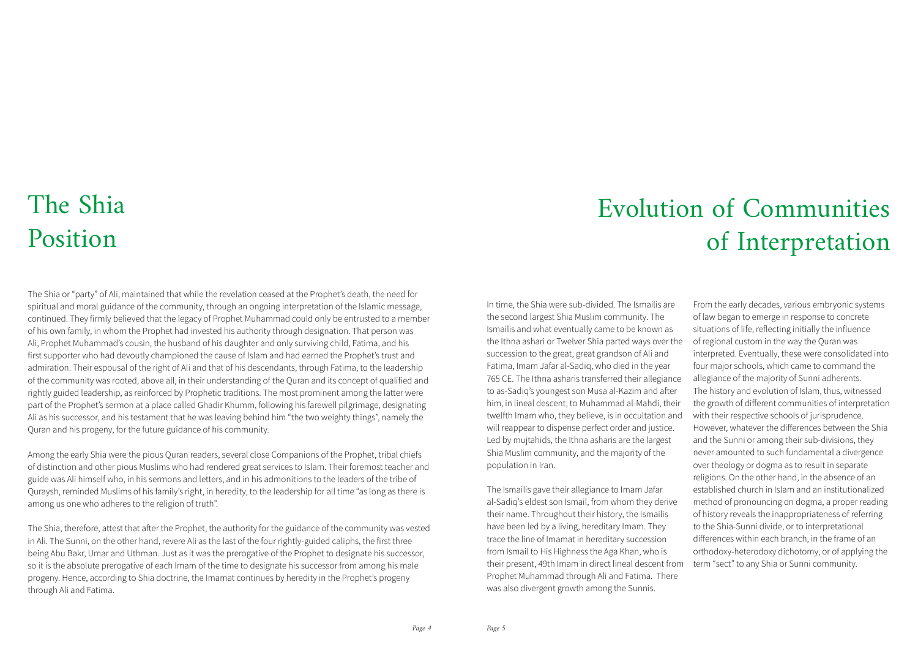# The Shia Position

The Shia or "party" of Ali, maintained that while the revelation ceased at the Prophet's death, the need for spiritual and moral guidance of the community, through an ongoing interpretation of the Islamic message, continued. They firmly believed that the legacy of Prophet Muhammad could only be entrusted to a member of his own family, in whom the Prophet had invested his authority through designation. That person was Ali, Prophet Muhammad's cousin, the husband of his daughter and only surviving child, Fatima, and his first supporter who had devoutly championed the cause of Islam and had earned the Prophet's trust and admiration. Their espousal of the right of Ali and that of his descendants, through Fatima, to the leadership of the community was rooted, above all, in their understanding of the Quran and its concept of qualified and rightly guided leadership, as reinforced by Prophetic traditions. The most prominent among the latter were part of the Prophet's sermon at a place called Ghadir Khumm, following his farewell pilgrimage, designating Ali as his successor, and his testament that he was leaving behind him "the two weighty things", namely the Quran and his progeny, for the future guidance of his community.

Among the early Shia were the pious Quran readers, several close Companions of the Prophet, tribal chiefs of distinction and other pious Muslims who had rendered great services to Islam. Their foremost teacher and guide was Ali himself who, in his sermons and letters, and in his admonitions to the leaders of the tribe of Quraysh, reminded Muslims of his family's right, in heredity, to the leadership for all time "as long as there is among us one who adheres to the religion of truth".

The Shia, therefore, attest that after the Prophet, the authority for the guidance of the community was vested in Ali. The Sunni, on the other hand, revere Ali as the last of the four rightly-guided caliphs, the first three being Abu Bakr, Umar and Uthman. Just as it was the prerogative of the Prophet to designate his successor, so it is the absolute prerogative of each Imam of the time to designate his successor from among his male progeny. Hence, according to Shia doctrine, the Imamat continues by heredity in the Prophet's progeny through Ali and Fatima.

# Evolution of Communities of Interpretation

In time, the Shia were sub-divided. The Ismailis are the second largest Shia Muslim community. The Ismailis and what eventually came to be known as the Ithna ashari or Twelver Shia parted ways over the succession to the great, great grandson of Ali and Fatima, Imam Jafar al-Sadiq, who died in the year 765 CE. The Ithna asharis transferred their allegiance to as-Sadiq's youngest son Musa al-Kazim and after him, in lineal descent, to Muhammad al-Mahdi, their twelfth Imam who, they believe, is in occultation and will reappear to dispense perfect order and justice. Led by mujtahids, the Ithna asharis are the largest Shia Muslim community, and the majority of the population in Iran.

The Ismailis gave their allegiance to Imam Jafar al-Sadiq's eldest son Ismail, from whom they derive their name. Throughout their history, the Ismailis have been led by a living, hereditary Imam. They trace the line of Imamat in hereditary succession from Ismail to His Highness the Aga Khan, who is their present, 49th Imam in direct lineal descent from Prophet Muhammad through Ali and Fatima. There was also divergent growth among the Sunnis.

From the early decades, various embryonic systems of law began to emerge in response to concrete situations of life, reflecting initially the influence of regional custom in the way the Quran was interpreted. Eventually, these were consolidated into four major schools, which came to command the allegiance of the majority of Sunni adherents. The history and evolution of Islam, thus, witnessed the growth of different communities of interpretation with their respective schools of jurisprudence. However, whatever the differences between the Shia and the Sunni or among their sub-divisions, they never amounted to such fundamental a divergence over theology or dogma as to result in separate religions. On the other hand, in the absence of an established church in Islam and an institutionalized method of pronouncing on dogma, a proper reading of history reveals the inappropriateness of referring to the Shia-Sunni divide, or to interpretational differences within each branch, in the frame of an orthodoxy-heterodoxy dichotomy, or of applying the term "sect" to any Shia or Sunni community.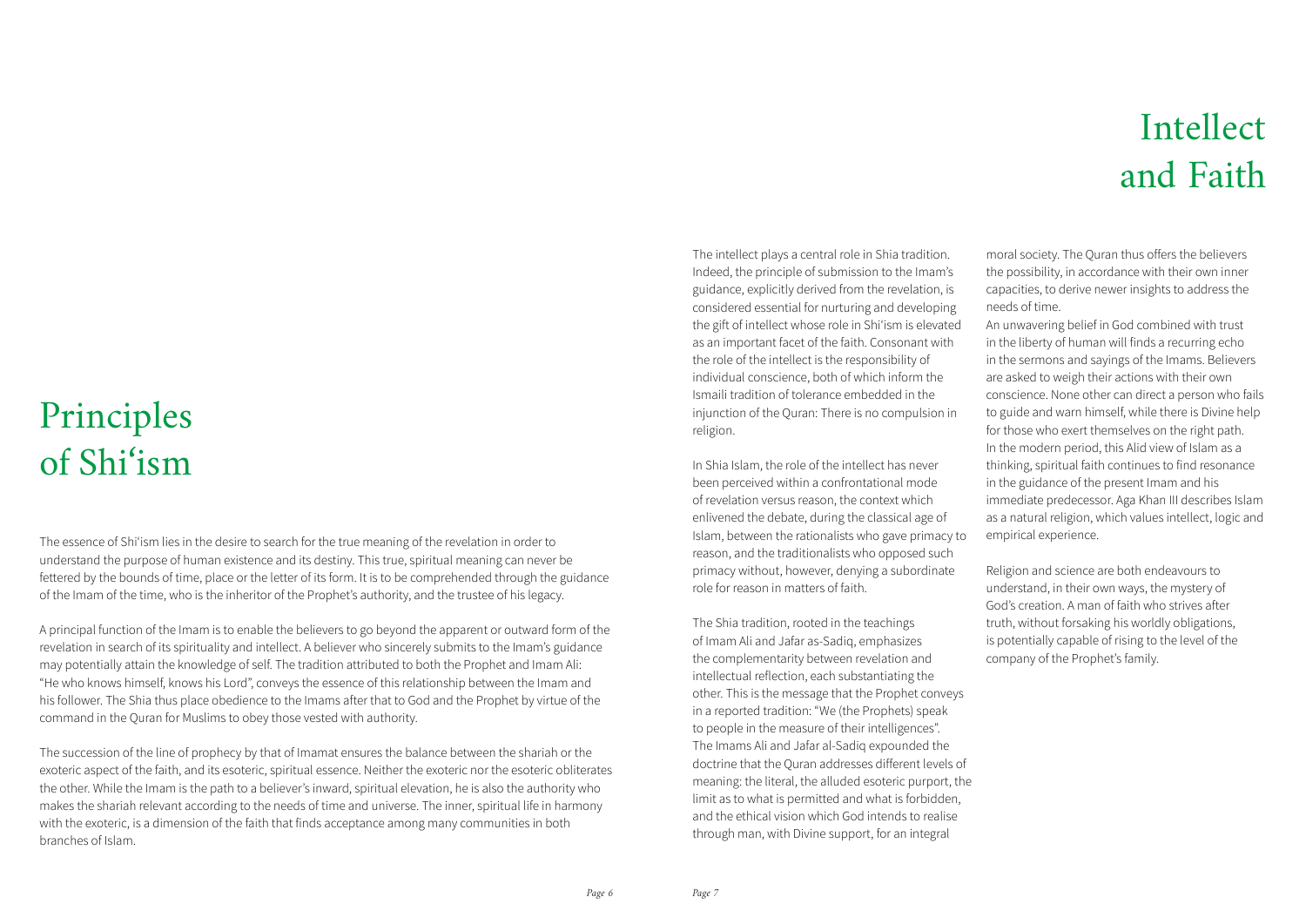# Principles of Shi'ism

The essence of Shi'ism lies in the desire to search for the true meaning of the revelation in order to understand the purpose of human existence and its destiny. This true, spiritual meaning can never be fettered by the bounds of time, place or the letter of its form. It is to be comprehended through the guidance of the Imam of the time, who is the inheritor of the Prophet's authority, and the trustee of his legacy.

A principal function of the Imam is to enable the believers to go beyond the apparent or outward form of the revelation in search of its spirituality and intellect. A believer who sincerely submits to the Imam's guidance may potentially attain the knowledge of self. The tradition attributed to both the Prophet and Imam Ali: "He who knows himself, knows his Lord", conveys the essence of this relationship between the Imam and his follower. The Shia thus place obedience to the Imams after that to God and the Prophet by virtue of the command in the Quran for Muslims to obey those vested with authority.

The succession of the line of prophecy by that of Imamat ensures the balance between the shariah or the exoteric aspect of the faith, and its esoteric, spiritual essence. Neither the exoteric nor the esoteric obliterates the other. While the Imam is the path to a believer's inward, spiritual elevation, he is also the authority who makes the shariah relevant according to the needs of time and universe. The inner, spiritual life in harmony with the exoteric, is a dimension of the faith that finds acceptance among many communities in both branches of Islam.

# Intellect and Faith

The intellect plays a central role in Shia tradition. Indeed, the principle of submission to the Imam's guidance, explicitly derived from the revelation, is considered essential for nurturing and developing the gift of intellect whose role in Shi'ism is elevated as an important facet of the faith. Consonant with the role of the intellect is the responsibility of individual conscience, both of which inform the Ismaili tradition of tolerance embedded in the injunction of the Quran: There is no compulsion in religion.

In Shia Islam, the role of the intellect has never been perceived within a confrontational mode of revelation versus reason, the context which enlivened the debate, during the classical age of Islam, between the rationalists who gave primacy to reason, and the traditionalists who opposed such primacy without, however, denying a subordinate role for reason in matters of faith.

The Shia tradition, rooted in the teachings of Imam Ali and Jafar as-Sadiq, emphasizes the complementarity between revelation and intellectual reflection, each substantiating the other. This is the message that the Prophet conveys in a reported tradition: "We (the Prophets) speak to people in the measure of their intelligences". The Imams Ali and Jafar al-Sadiq expounded the doctrine that the Quran addresses different levels of meaning: the literal, the alluded esoteric purport, the limit as to what is permitted and what is forbidden, and the ethical vision which God intends to realise through man, with Divine support, for an integral moral society. The Quran thus offers the believers the possibility, in accordance with their own inner capacities, to derive newer insights to address the needs of time.

An unwavering belief in God combined with trust in the liberty of human will finds a recurring echo in the sermons and sayings of the Imams. Believers are asked to weigh their actions with their own conscience. None other can direct a person who fails to guide and warn himself, while there is Divine help for those who exert themselves on the right path. In the modern period, this Alid view of Islam as a thinking, spiritual faith continues to find resonance in the guidance of the present Imam and his immediate predecessor. Aga Khan III describes Islam as a natural religion, which values intellect, logic and empirical experience.

Religion and science are both endeavours to understand, in their own ways, the mystery of God's creation. A man of faith who strives after truth, without forsaking his worldly obligations, is potentially capable of rising to the level of the company of the Prophet's family.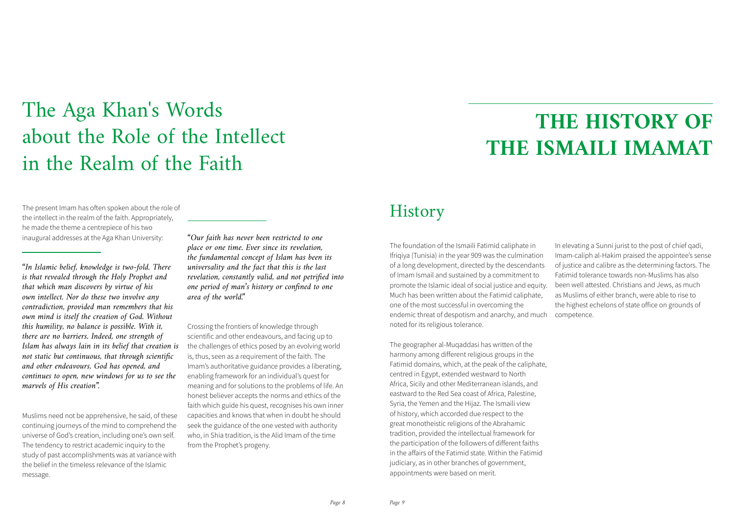# The Aga Khan's Words about the Role of the Intellect in the Realm of the Faith

The present Imam has often spoken about the role of the intellect in the realm of the faith. Appropriately, he made the theme a centrepiece of his two inaugural addresses at the Aga Khan University:

*"In Islamic belief, knowledge is two-fold. There is that revealed through the Holy Prophet and that which man discovers by virtue of his own intellect. Nor do these two involve any contradiction, provided man remembers that his own mind is itself the creation of God. Without this humility, no balance is possible. With it, there are no barriers. Indeed, one strength of Islam has always lain in its belief that creation is not static but continuous, that through scientific and other endeavours, God has opened, and continues to open, new windows for us to see the marvels of His creation".*

Muslims need not be apprehensive, he said, of these continuing journeys of the mind to comprehend the universe of God's creation, including one's own self. The tendency to restrict academic inquiry to the study of past accomplishments was at variance with the belief in the timeless relevance of the Islamic message.

*"Our faith has never been restricted to one place or one time. Ever since its revelation, the fundamental concept of Islam has been its universality and the fact that this is the last revelation, constantly valid, and not petrified into one period of man's history or confined to one area of the world."*

Crossing the frontiers of knowledge through scientific and other endeavours, and facing up to the challenges of ethics posed by an evolving world is, thus, seen as a requirement of the faith. The Imam's authoritative guidance provides a liberating, enabling framework for an individual's quest for meaning and for solutions to the problems of life. An honest believer accepts the norms and ethics of the faith which guide his quest, recognises his own inner capacities and knows that when in doubt he should seek the guidance of the one vested with authority who, in Shia tradition, is the Alid Imam of the time from the Prophet's progeny.

# THE HISTORY OF THE ISMAILI IMAMAT

## History

The foundation of the Ismaili Fatimid caliphate in Ifriqiya (Tunisia) in the year 909 was the culmination of a long development, directed by the descendants of Imam Ismail and sustained by a commitment to promote the Islamic ideal of social justice and equity. Much has been written about the Fatimid caliphate, one of the most successful in overcoming the endemic threat of despotism and anarchy, and much noted for its religious tolerance.

The geographer al-Muqaddasi has written of the harmony among different religious groups in the Fatimid domains, which, at the peak of the caliphate, centred in Egypt, extended westward to North Africa, Sicily and other Mediterranean islands, and eastward to the Red Sea coast of Africa, Palestine, Syria, the Yemen and the Hijaz. The Ismaili view of history, which accorded due respect to the great monotheistic religions of the Abrahamic tradition, provided the intellectual framework for the participation of the followers of different faiths in the affairs of the Fatimid state. Within the Fatimid judiciary, as in other branches of government, appointments were based on merit.

In elevating a Sunni jurist to the post of chief qadi, Imam-caliph al-Hakim praised the appointee's sense of justice and calibre as the determining factors. The Fatimid tolerance towards non-Muslims has also been well attested. Christians and Jews, as much as Muslims of either branch, were able to rise to the highest echelons of state office on grounds of competence.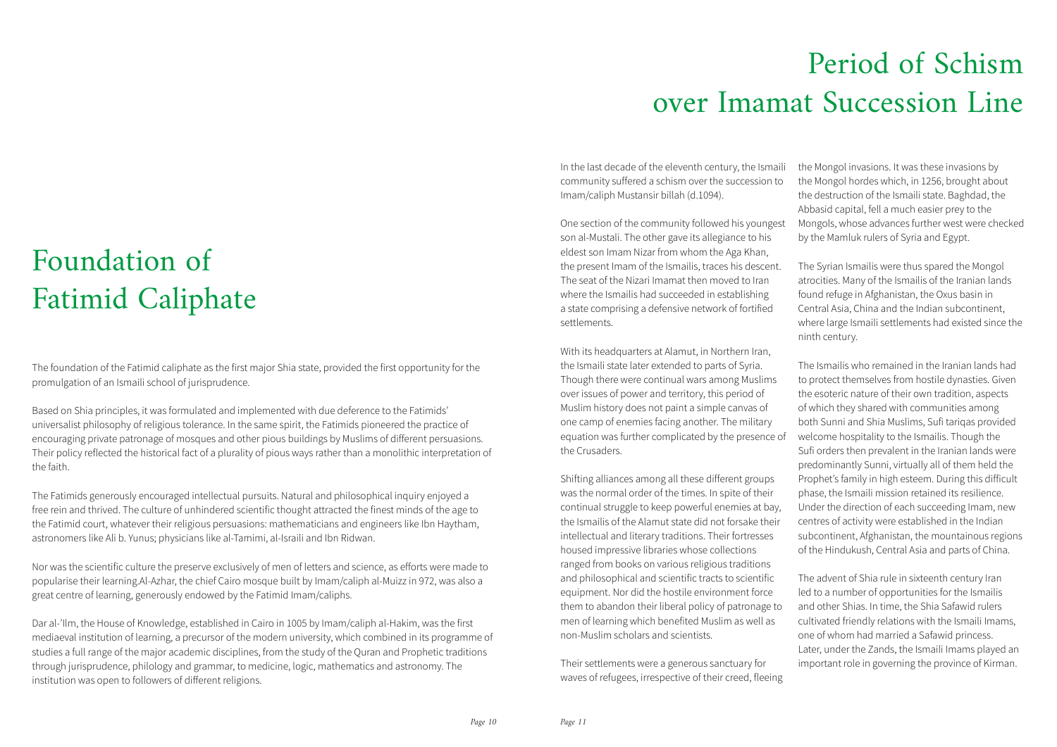# Foundation of Fatimid Caliphate

The foundation of the Fatimid caliphate as the first major Shia state, provided the first opportunity for the promulgation of an Ismaili school of jurisprudence.

Based on Shia principles, it was formulated and implemented with due deference to the Fatimids' universalist philosophy of religious tolerance. In the same spirit, the Fatimids pioneered the practice of encouraging private patronage of mosques and other pious buildings by Muslims of different persuasions. Their policy reflected the historical fact of a plurality of pious ways rather than a monolithic interpretation of the faith.

The Fatimids generously encouraged intellectual pursuits. Natural and philosophical inquiry enjoyed a free rein and thrived. The culture of unhindered scientific thought attracted the finest minds of the age to the Fatimid court, whatever their religious persuasions: mathematicians and engineers like Ibn Haytham, astronomers like Ali b. Yunus; physicians like al-Tamimi, al-Israili and Ibn Ridwan.

Nor was the scientific culture the preserve exclusively of men of letters and science, as efforts were made to popularise their learning.Al-Azhar, the chief Cairo mosque built by Imam/caliph al-Muizz in 972, was also a great centre of learning, generously endowed by the Fatimid Imam/caliphs.

Dar al-'Ilm, the House of Knowledge, established in Cairo in 1005 by Imam/caliph al-Hakim, was the first mediaeval institution of learning, a precursor of the modern university, which combined in its programme of studies a full range of the major academic disciplines, from the study of the Quran and Prophetic traditions through jurisprudence, philology and grammar, to medicine, logic, mathematics and astronomy. The institution was open to followers of different religions.

# Period of Schism over Imamat Succession Line

In the last decade of the eleventh century, the Ismaili community suffered a schism over the succession to Imam/caliph Mustansir billah (d.1094).

One section of the community followed his youngest son al-Mustali. The other gave its allegiance to his eldest son Imam Nizar from whom the Aga Khan, the present Imam of the Ismailis, traces his descent. The seat of the Nizari Imamat then moved to Iran where the Ismailis had succeeded in establishing a state comprising a defensive network of fortified settlements.

With its headquarters at Alamut, in Northern Iran, the Ismaili state later extended to parts of Syria. Though there were continual wars among Muslims over issues of power and territory, this period of Muslim history does not paint a simple canvas of one camp of enemies facing another. The military equation was further complicated by the presence of the Crusaders.

Shifting alliances among all these different groups was the normal order of the times. In spite of their continual struggle to keep powerful enemies at bay, the Ismailis of the Alamut state did not forsake their intellectual and literary traditions. Their fortresses housed impressive libraries whose collections ranged from books on various religious traditions and philosophical and scientific tracts to scientific equipment. Nor did the hostile environment force them to abandon their liberal policy of patronage to men of learning which benefited Muslim as well as non-Muslim scholars and scientists.

Their settlements were a generous sanctuary for waves of refugees, irrespective of their creed, fleeing the Mongol invasions. It was these invasions by the Mongol hordes which, in 1256, brought about the destruction of the Ismaili state. Baghdad, the Abbasid capital, fell a much easier prey to the Mongols, whose advances further west were checked by the Mamluk rulers of Syria and Egypt.

The Syrian Ismailis were thus spared the Mongol atrocities. Many of the Ismailis of the Iranian lands found refuge in Afghanistan, the Oxus basin in Central Asia, China and the Indian subcontinent, where large Ismaili settlements had existed since the ninth century.

The Ismailis who remained in the Iranian lands had to protect themselves from hostile dynasties. Given the esoteric nature of their own tradition, aspects of which they shared with communities among both Sunni and Shia Muslims, Sufi tariqas provided welcome hospitality to the Ismailis. Though the Sufi orders then prevalent in the Iranian lands were predominantly Sunni, virtually all of them held the Prophet's family in high esteem. During this difficult phase, the Ismaili mission retained its resilience. Under the direction of each succeeding Imam, new centres of activity were established in the Indian subcontinent, Afghanistan, the mountainous regions of the Hindukush, Central Asia and parts of China.

The advent of Shia rule in sixteenth century Iran led to a number of opportunities for the Ismailis and other Shias. In time, the Shia Safawid rulers cultivated friendly relations with the Ismaili Imams, one of whom had married a Safawid princess. Later, under the Zands, the Ismaili Imams played an important role in governing the province of Kirman.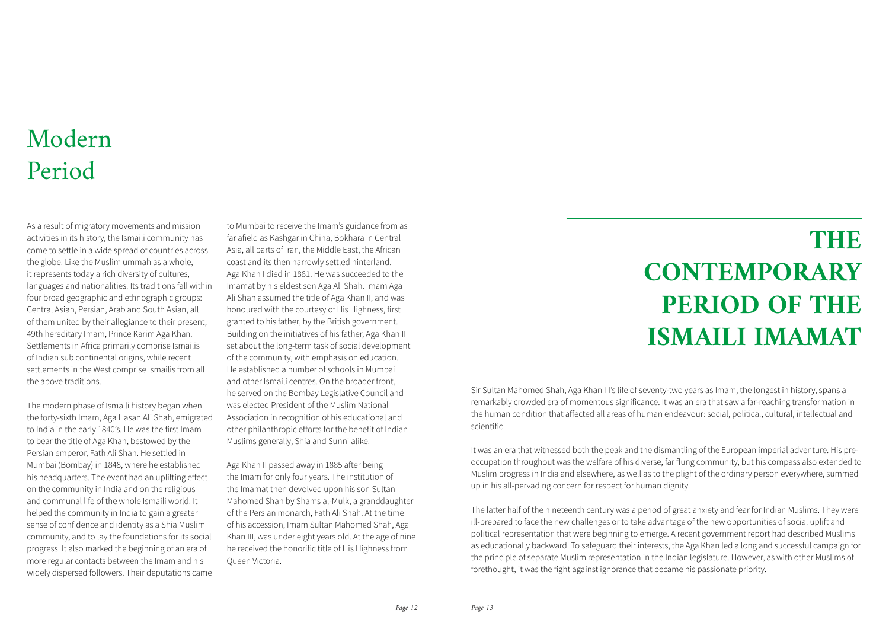# Modern Period

As a result of migratory movements and mission activities in its history, the Ismaili community has come to settle in a wide spread of countries across the globe. Like the Muslim ummah as a whole, it represents today a rich diversity of cultures, languages and nationalities. Its traditions fall within four broad geographic and ethnographic groups: Central Asian, Persian, Arab and South Asian, all of them united by their allegiance to their present, 49th hereditary Imam, Prince Karim Aga Khan. Settlements in Africa primarily comprise Ismailis of Indian sub continental origins, while recent settlements in the West comprise Ismailis from all the above traditions.

The modern phase of Ismaili history began when the forty-sixth Imam, Aga Hasan Ali Shah, emigrated to India in the early 1840's. He was the first Imam to bear the title of Aga Khan, bestowed by the Persian emperor, Fath Ali Shah. He settled in Mumbai (Bombay) in 1848, where he established his headquarters. The event had an uplifting effect on the community in India and on the religious and communal life of the whole Ismaili world. It helped the community in India to gain a greater sense of confidence and identity as a Shia Muslim community, and to lay the foundations for its social progress. It also marked the beginning of an era of more regular contacts between the Imam and his widely dispersed followers. Their deputations came to Mumbai to receive the Imam's guidance from as far afield as Kashgar in China, Bokhara in Central Asia, all parts of Iran, the Middle East, the African coast and its then narrowly settled hinterland. Aga Khan I died in 1881. He was succeeded to the Imamat by his eldest son Aga Ali Shah. Imam Aga Ali Shah assumed the title of Aga Khan II, and was honoured with the courtesy of His Highness, first granted to his father, by the British government. Building on the initiatives of his father, Aga Khan II set about the long-term task of social development of the community, with emphasis on education. He established a number of schools in Mumbai and other Ismaili centres. On the broader front, he served on the Bombay Legislative Council and was elected President of the Muslim National Association in recognition of his educational and other philanthropic efforts for the benefit of Indian Muslims generally, Shia and Sunni alike.

Aga Khan II passed away in 1885 after being the Imam for only four years. The institution of the Imamat then devolved upon his son Sultan Mahomed Shah by Shams al-Mulk, a granddaughter of the Persian monarch, Fath Ali Shah. At the time of his accession, Imam Sultan Mahomed Shah, Aga Khan III, was under eight years old. At the age of nine he received the honorific title of His Highness from Queen Victoria.

# THE CONTEMPORARY PERIOD OF THE ISMAILI IMAMAT

Sir Sultan Mahomed Shah, Aga Khan III's life of seventy-two years as Imam, the longest in history, spans a remarkably crowded era of momentous significance. It was an era that saw a far-reaching transformation in the human condition that affected all areas of human endeavour: social, political, cultural, intellectual and scientific.

It was an era that witnessed both the peak and the dismantling of the European imperial adventure. His pre-occupation throughout was the welfare of his diverse, far flung community, but his compass also extended to Muslim progress in India and elsewhere, as well as to the plight of the ordinary person everywhere, summed up in his all-pervading concern for respect for human dignity.

The latter half of the nineteenth century was a period of great anxiety and fear for Indian Muslims. They were ill-prepared to face the new challenges or to take advantage of the new opportunities of social uplift and political representation that were beginning to emerge. A recent government report had described Muslims as educationally backward. To safeguard their interests, the Aga Khan led a long and successful campaign for the principle of separate Muslim representation in the Indian legislature. However, as with other Muslims of forethought, it was the fight against ignorance that became his passionate priority.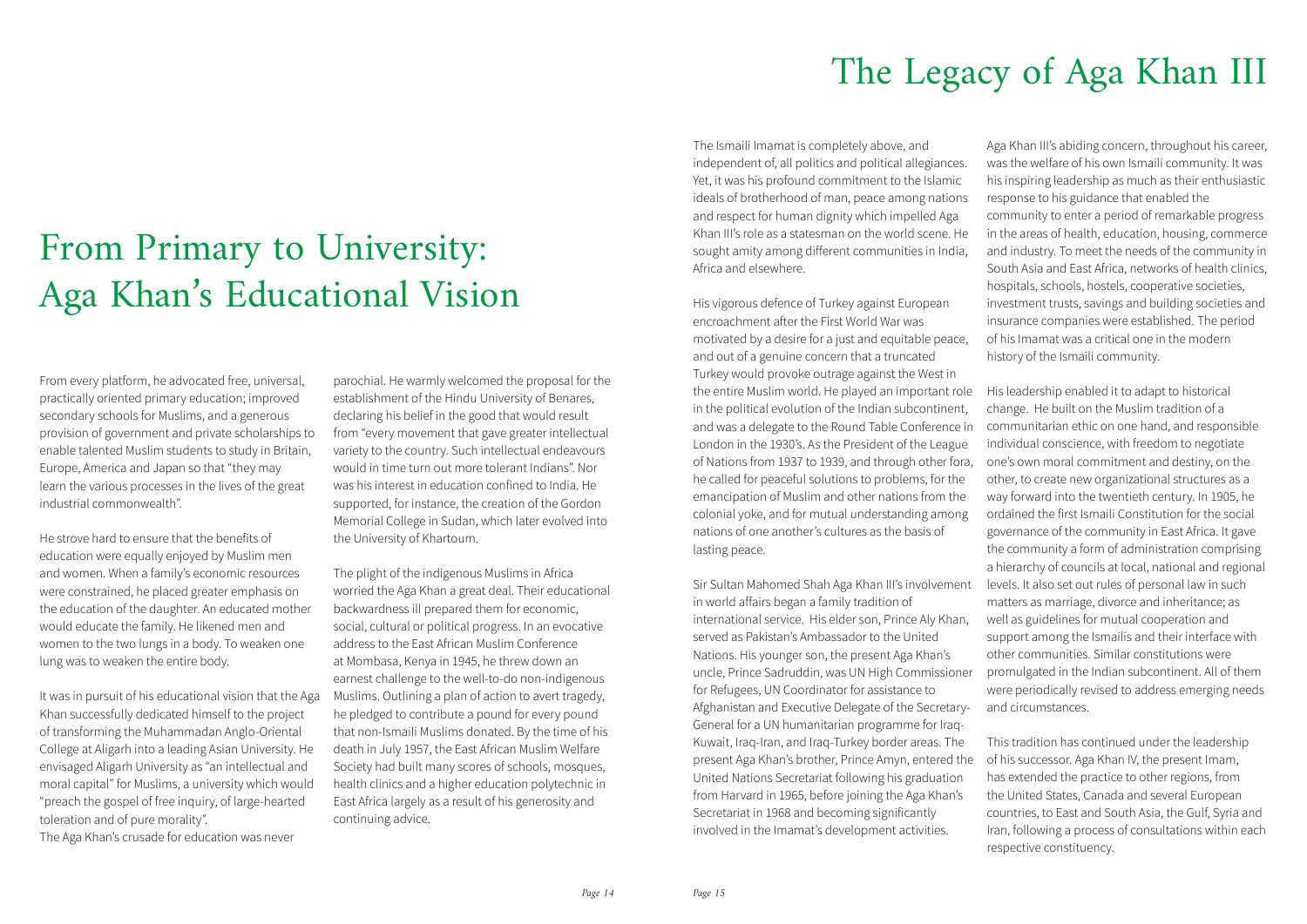# From Primary to University: Aga Khan's Educational Vision

From every platform, he advocated free, universal, practically oriented primary education; improved secondary schools for Muslims, and a generous provision of government and private scholarships to enable talented Muslim students to study in Britain, Europe, America and Japan so that "they may learn the various processes in the lives of the great industrial commonwealth".

He strove hard to ensure that the benefits of education were equally enjoyed by Muslim men and women. When a family's economic resources were constrained, he placed greater emphasis on the education of the daughter. An educated mother would educate the family. He likened men and women to the two lungs in a body. To weaken one lung was to weaken the entire body.

It was in pursuit of his educational vision that the Aga Khan successfully dedicated himself to the project of transforming the Muhammadan Anglo-Oriental College at Aligarh into a leading Asian University. He envisaged Aligarh University as "an intellectual and moral capital" for Muslims, a university which would "preach the gospel of free inquiry, of large-hearted toleration and of pure morality".

The Aga Khan's crusade for education was never parochial. He warmly welcomed the proposal for the establishment of the Hindu University of Benares, declaring his belief in the good that would result from "every movement that gave greater intellectual variety to the country. Such intellectual endeavours would in time turn out more tolerant Indians". Nor was his interest in education confined to India. He supported, for instance, the creation of the Gordon Memorial College in Sudan, which later evolved into the University of Khartoum.

The plight of the indigenous Muslims in Africa worried the Aga Khan a great deal. Their educational backwardness ill prepared them for economic, social, cultural or political progress. In an evocative address to the East African Muslim Conference at Mombasa, Kenya in 1945, he threw down an earnest challenge to the well-to-do non-indigenous Muslims. Outlining a plan of action to avert tragedy, he pledged to contribute a pound for every pound that non-Ismaili Muslims donated. By the time of his death in July 1957, the East African Muslim Welfare Society had built many scores of schools, mosques, health clinics and a higher education polytechnic in East Africa largely as a result of his generosity and continuing advice.

# The Legacy of Aga Khan III

The Ismaili Imamat is completely above, and independent of, all politics and political allegiances. Yet, it was his profound commitment to the Islamic ideals of brotherhood of man, peace among nations and respect for human dignity which impelled Aga Khan III's role as a statesman on the world scene. He sought amity among different communities in India, Africa and elsewhere.

His vigorous defence of Turkey against European encroachment after the First World War was motivated by a desire for a just and equitable peace, and out of a genuine concern that a truncated Turkey would provoke outrage against the West in the entire Muslim world. He played an important role in the political evolution of the Indian subcontinent, and was a delegate to the Round Table Conference in London in the 1930's. As the President of the League of Nations from 1937 to 1939, and through other fora, he called for peaceful solutions to problems, for the emancipation of Muslim and other nations from the colonial yoke, and for mutual understanding among nations of one another's cultures as the basis of lasting peace.

Sir Sultan Mahomed Shah Aga Khan III's involvement in world affairs began a family tradition of international service. His elder son, Prince Aly Khan, served as Pakistan's Ambassador to the United Nations. His younger son, the present Aga Khan's uncle, Prince Sadruddin, was UN High Commissioner for Refugees, UN Coordinator for assistance to Afghanistan and Executive Delegate of the Secretary-General for a UN humanitarian programme for Iraq-Kuwait, Iraq-Iran, and Iraq-Turkey border areas. The present Aga Khan's brother, Prince Amyn, entered the United Nations Secretariat following his graduation from Harvard in 1965, before joining the Aga Khan's Secretariat in 1968 and becoming significantly involved in the Imamat's development activities.

Aga Khan III's abiding concern, throughout his career, was the welfare of his own Ismaili community. It was his inspiring leadership as much as their enthusiastic response to his guidance that enabled the community to enter a period of remarkable progress in the areas of health, education, housing, commerce and industry. To meet the needs of the community in South Asia and East Africa, networks of health clinics, hospitals, schools, hostels, cooperative societies, investment trusts, savings and building societies and insurance companies were established. The period of his Imamat was a critical one in the modern history of the Ismaili community.

His leadership enabled it to adapt to historical change. He built on the Muslim tradition of a communitarian ethic on one hand, and responsible individual conscience, with freedom to negotiate one's own moral commitment and destiny, on the other, to create new organizational structures as a way forward into the twentieth century. In 1905, he ordained the first Ismaili Constitution for the social governance of the community in East Africa. It gave the community a form of administration comprising a hierarchy of councils at local, national and regional levels. It also set out rules of personal law in such matters as marriage, divorce and inheritance; as well as guidelines for mutual cooperation and support among the Ismailis and their interface with other communities. Similar constitutions were promulgated in the Indian subcontinent. All of them were periodically revised to address emerging needs and circumstances.

This tradition has continued under the leadership of his successor. Aga Khan IV, the present Imam, has extended the practice to other regions, from the United States, Canada and several European countries, to East and South Asia, the Gulf, Syria and Iran, following a process of consultations within each respective constituency.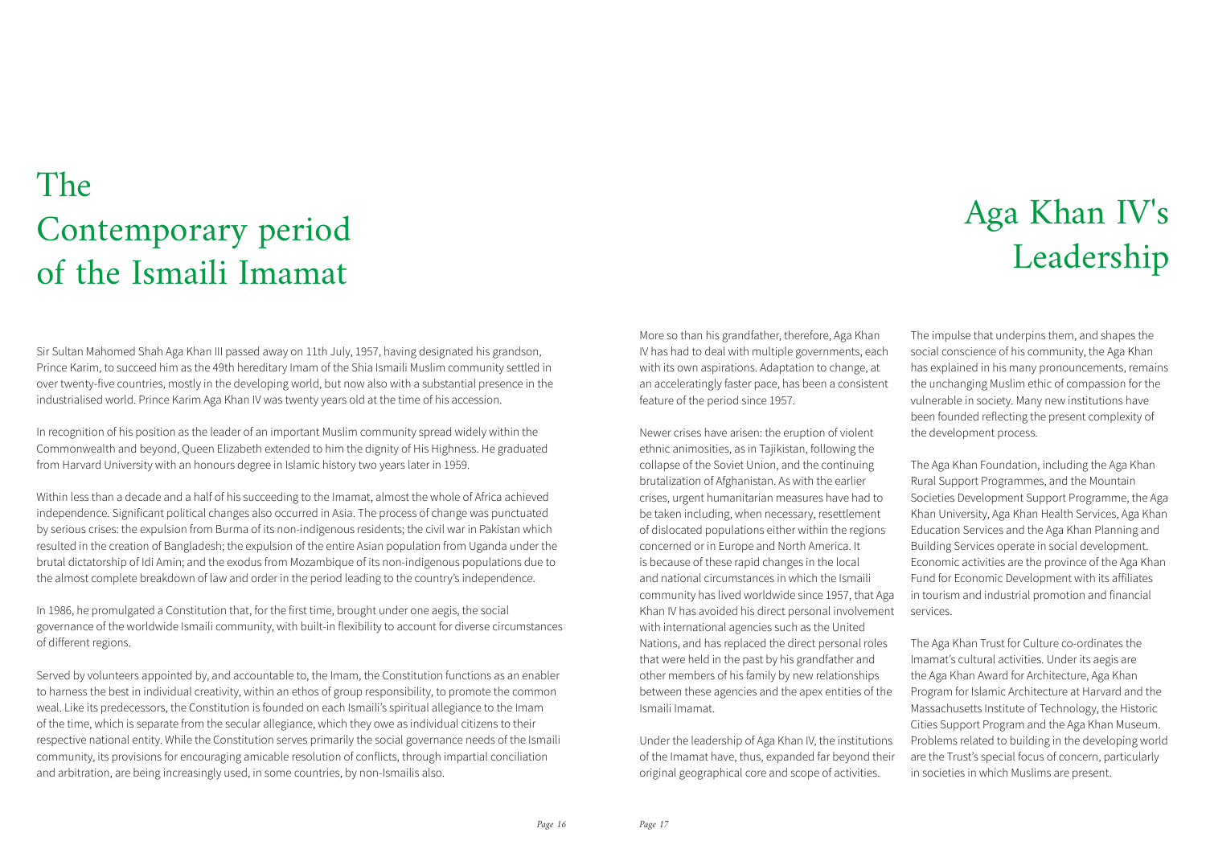# The Contemporary period of the Ismaili Imamat

Sir Sultan Mahomed Shah Aga Khan III passed away on 11th July, 1957, having designated his grandson, Prince Karim, to succeed him as the 49th hereditary Imam of the Shia Ismaili Muslim community settled in over twenty-five countries, mostly in the developing world, but now also with a substantial presence in the industrialised world. Prince Karim Aga Khan IV was twenty years old at the time of his accession.

In recognition of his position as the leader of an important Muslim community spread widely within the Commonwealth and beyond, Queen Elizabeth extended to him the dignity of His Highness. He graduated from Harvard University with an honours degree in Islamic history two years later in 1959.

Within less than a decade and a half of his succeeding to the Imamat, almost the whole of Africa achieved independence. Significant political changes also occurred in Asia. The process of change was punctuated by serious crises: the expulsion from Burma of its non-indigenous residents; the civil war in Pakistan which resulted in the creation of Bangladesh; the expulsion of the entire Asian population from Uganda under the brutal dictatorship of Idi Amin; and the exodus from Mozambique of its non-indigenous populations due to the almost complete breakdown of law and order in the period leading to the country's independence.

In 1986, he promulgated a Constitution that, for the first time, brought under one aegis, the social governance of the worldwide Ismaili community, with built-in flexibility to account for diverse circumstances of different regions.

Served by volunteers appointed by, and accountable to, the Imam, the Constitution functions as an enabler to harness the best in individual creativity, within an ethos of group responsibility, to promote the common weal. Like its predecessors, the Constitution is founded on each Ismaili's spiritual allegiance to the Imam of the time, which is separate from the secular allegiance, which they owe as individual citizens to their respective national entity. While the Constitution serves primarily the social governance needs of the Ismaili community, its provisions for encouraging amicable resolution of conflicts, through impartial conciliation and arbitration, are being increasingly used, in some countries, by non-Ismailis also.

# Aga Khan IV's Leadership

More so than his grandfather, therefore, Aga Khan IV has had to deal with multiple governments, each with its own aspirations. Adaptation to change, at an acceleratingly faster pace, has been a consistent feature of the period since 1957.

Newer crises have arisen: the eruption of violent ethnic animosities, as in Tajikistan, following the collapse of the Soviet Union, and the continuing brutalization of Afghanistan. As with the earlier crises, urgent humanitarian measures have had to be taken including, when necessary, resettlement of dislocated populations either within the regions concerned or in Europe and North America. It is because of these rapid changes in the local and national circumstances in which the Ismaili community has lived worldwide since 1957, that Aga Khan IV has avoided his direct personal involvement with international agencies such as the United Nations, and has replaced the direct personal roles that were held in the past by his grandfather and other members of his family by new relationships between these agencies and the apex entities of the Ismaili Imamat.

Under the leadership of Aga Khan IV, the institutions of the Imamat have, thus, expanded far beyond their original geographical core and scope of activities.

The impulse that underpins them, and shapes the social conscience of his community, the Aga Khan has explained in his many pronouncements, remains the unchanging Muslim ethic of compassion for the vulnerable in society. Many new institutions have been founded reflecting the present complexity of the development process.

The Aga Khan Foundation, including the Aga Khan Rural Support Programmes, and the Mountain Societies Development Support Programme, the Aga Khan University, Aga Khan Health Services, Aga Khan Education Services and the Aga Khan Planning and Building Services operate in social development. Economic activities are the province of the Aga Khan Fund for Economic Development with its affiliates in tourism and industrial promotion and financial services.

The Aga Khan Trust for Culture co-ordinates the Imamat's cultural activities. Under its aegis are the Aga Khan Award for Architecture, Aga Khan Program for Islamic Architecture at Harvard and the Massachusetts Institute of Technology, the Historic Cities Support Program and the Aga Khan Museum. Problems related to building in the developing world are the Trust's special focus of concern, particularly in societies in which Muslims are present.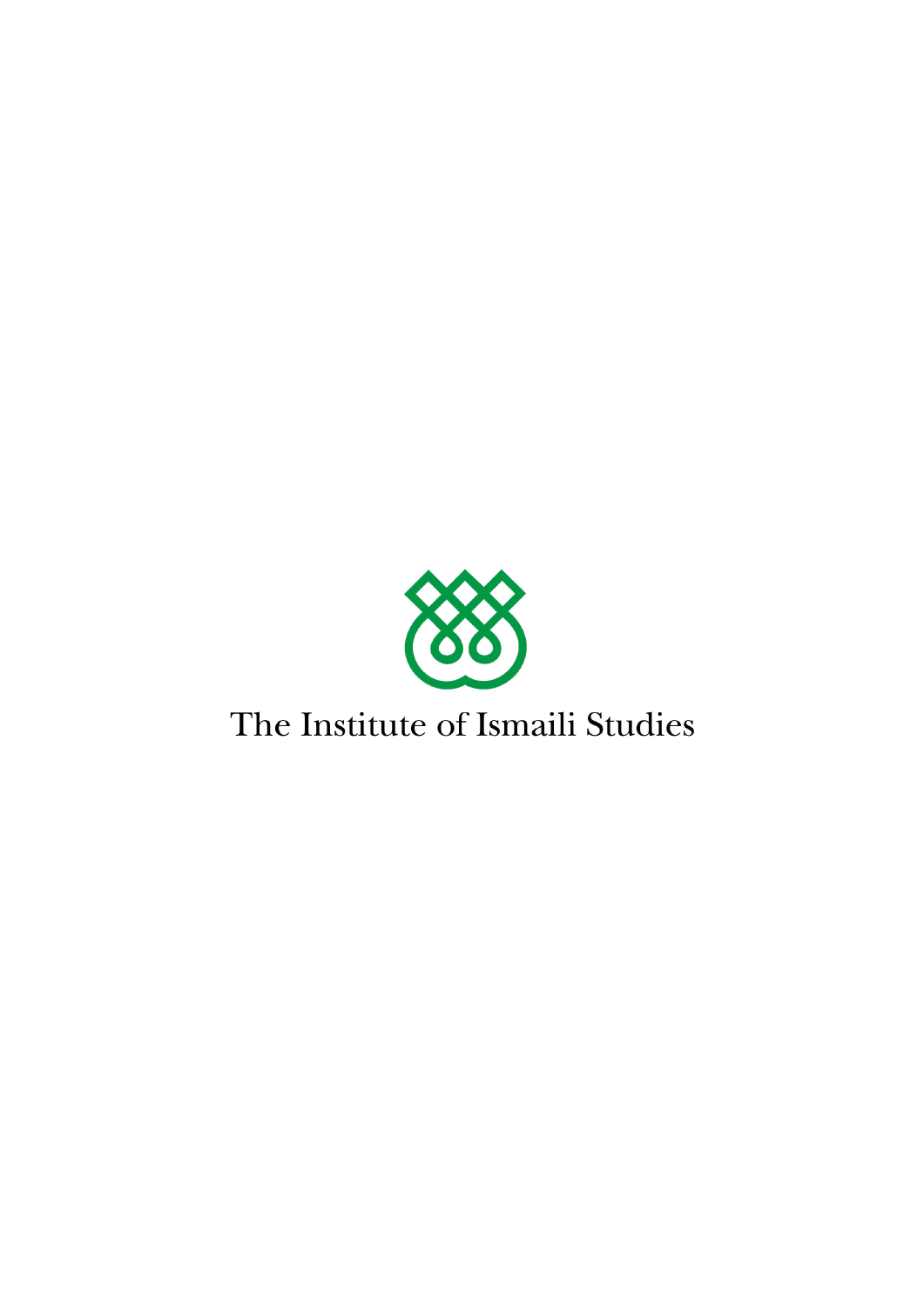The Institute of Ismaili Studies